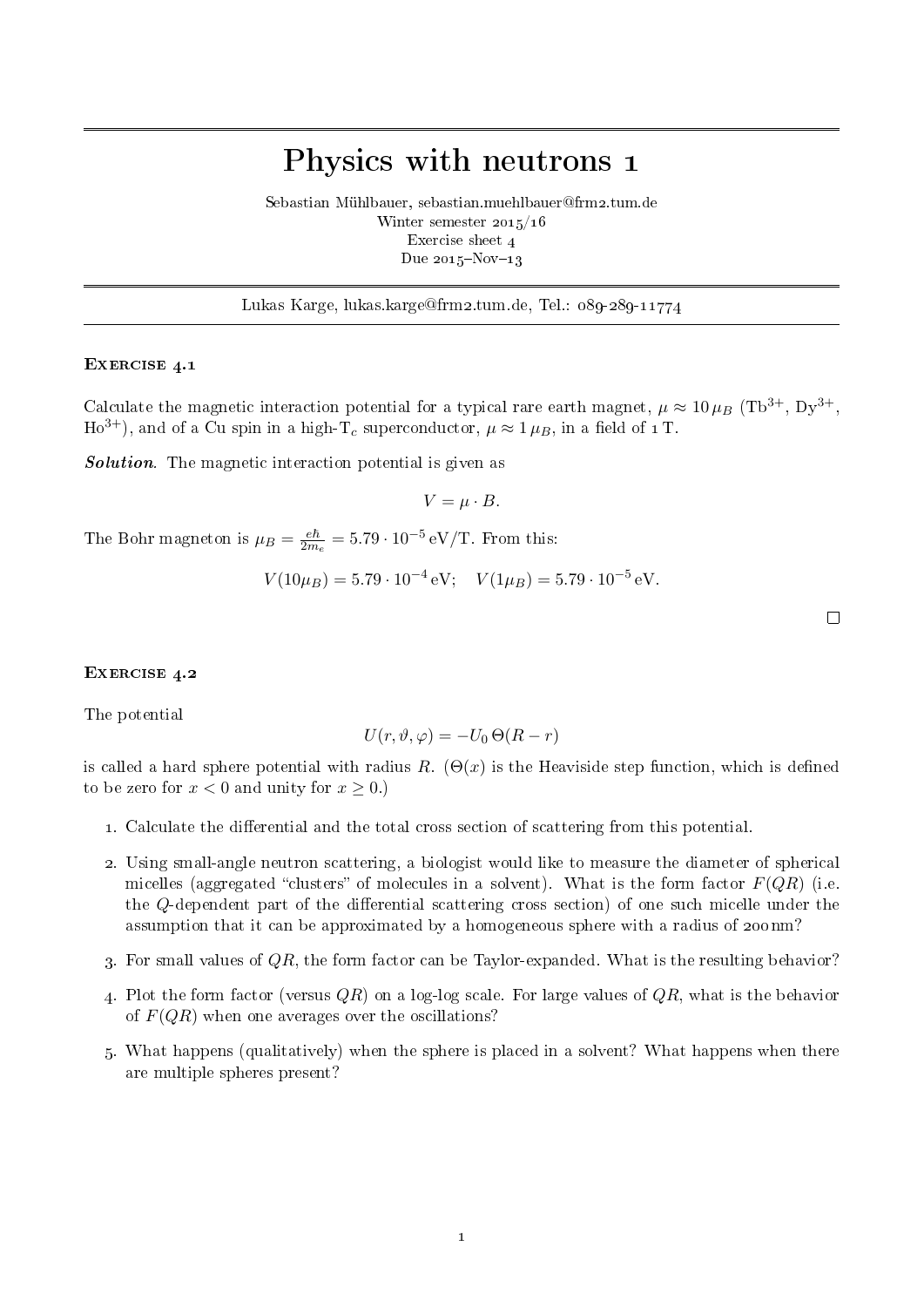# Physics with neutrons 1

Sebastian Mühlbauer, sebastian.muehlbauer@frm2.tum.de
Winter semester 2015/16
Exercise sheet 4
Due 2015–Nov–13

---

Lukas Karge, lukas.karge@frm2.tum.de, Tel.: 089-289-11774

---

## Exercise 4.1

Calculate the magnetic interaction potential for a typical rare earth magnet, $\mu \approx 10\,\mu_B$ ($Tb^{3+}$, $Dy^{3+}$, $Ho^{3+}$), and of a Cu spin in a high-$T_c$ superconductor, $\mu \approx 1\,\mu_B$, in a field of 1 T.

***Solution***. The magnetic interaction potential is given as

$$V = \mu \cdot B.$$

The Bohr magneton is $\mu_B = \frac{e\hbar}{2m_e} = 5.79 \cdot 10^{-5}\,\mathrm{eV/T}$. From this:

$$V(10\mu_B) = 5.79 \cdot 10^{-4}\,\mathrm{eV}; \quad V(1\mu_B) = 5.79 \cdot 10^{-5}\,\mathrm{eV}.$$

□

## Exercise 4.2

The potential

$$U(r, \vartheta, \varphi) = -U_0\,\Theta(R - r)$$

is called a hard sphere potential with radius $R$. ($\Theta(x)$ is the Heaviside step function, which is defined to be zero for $x < 0$ and unity for $x \geq 0$.)

1. Calculate the differential and the total cross section of scattering from this potential.
2. Using small-angle neutron scattering, a biologist would like to measure the diameter of spherical micelles (aggregated "clusters" of molecules in a solvent). What is the form factor $F(QR)$ (i.e. the $Q$-dependent part of the differential scattering cross section) of one such micelle under the assumption that it can be approximated by a homogeneous sphere with a radius of 200 nm?
3. For small values of $QR$, the form factor can be Taylor-expanded. What is the resulting behavior?
4. Plot the form factor (versus $QR$) on a log-log scale. For large values of $QR$, what is the behavior of $F(QR)$ when one averages over the oscillations?
5. What happens (qualitatively) when the sphere is placed in a solvent? What happens when there are multiple spheres present?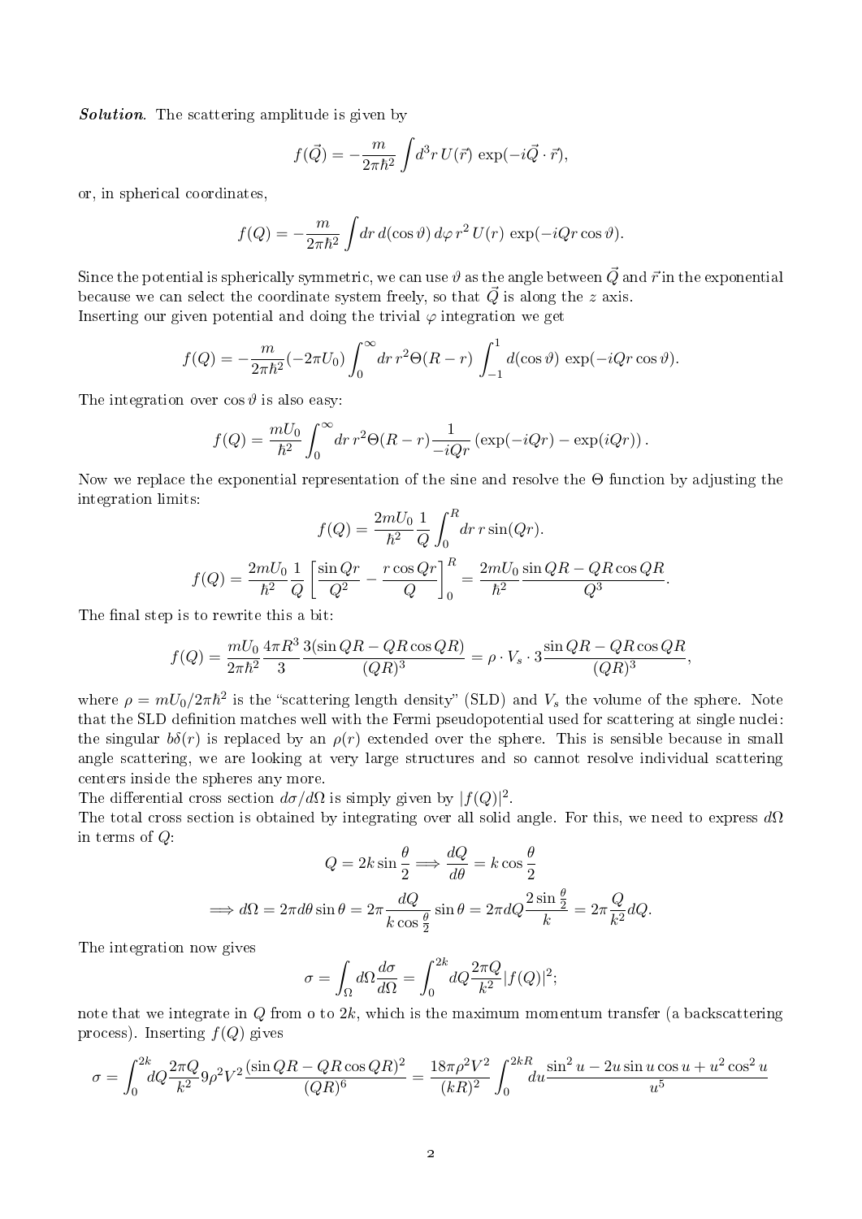***Solution***. The scattering amplitude is given by

$$f(\vec{Q}) = -\frac{m}{2\pi\hbar^2}\int d^3r\, U(\vec{r})\, \exp(-i\vec{Q}\cdot\vec{r}),$$

or, in spherical coordinates,

$$f(Q) = -\frac{m}{2\pi\hbar^2}\int dr\, d(\cos\vartheta)\, d\varphi\, r^2\, U(r)\, \exp(-iQr\cos\vartheta).$$

Since the potential is spherically symmetric, we can use $\vartheta$ as the angle between $\vec{Q}$ and $\vec{r}$ in the exponential because we can select the coordinate system freely, so that $\vec{Q}$ is along the $z$ axis.
Inserting our given potential and doing the trivial $\varphi$ integration we get

$$f(Q) = -\frac{m}{2\pi\hbar^2}(-2\pi U_0)\int_0^\infty dr\, r^2\Theta(R-r)\int_{-1}^{1} d(\cos\vartheta)\, \exp(-iQr\cos\vartheta).$$

The integration over $\cos\vartheta$ is also easy:

$$f(Q) = \frac{mU_0}{\hbar^2}\int_0^\infty dr\, r^2\Theta(R-r)\frac{1}{-iQr}\left(\exp(-iQr) - \exp(iQr)\right).$$

Now we replace the exponential representation of the sine and resolve the $\Theta$ function by adjusting the integration limits:

$$f(Q) = \frac{2mU_0}{\hbar^2}\frac{1}{Q}\int_0^R dr\, r\sin(Qr).$$

$$f(Q) = \frac{2mU_0}{\hbar^2}\frac{1}{Q}\left[\frac{\sin Qr}{Q^2} - \frac{r\cos Qr}{Q}\right]_0^R = \frac{2mU_0}{\hbar^2}\frac{\sin QR - QR\cos QR}{Q^3}.$$

The final step is to rewrite this a bit:

$$f(Q) = \frac{mU_0}{2\pi\hbar^2}\frac{4\pi R^3}{3}\frac{3(\sin QR - QR\cos QR)}{(QR)^3} = \rho\cdot V_s\cdot 3\frac{\sin QR - QR\cos QR}{(QR)^3},$$

where $\rho = mU_0/2\pi\hbar^2$ is the "scattering length density" (SLD) and $V_s$ the volume of the sphere. Note that the SLD definition matches well with the Fermi pseudopotential used for scattering at single nuclei: the singular $b\delta(r)$ is replaced by an $\rho(r)$ extended over the sphere. This is sensible because in small angle scattering, we are looking at very large structures and so cannot resolve individual scattering centers inside the spheres any more.
The differential cross section $d\sigma/d\Omega$ is simply given by $|f(Q)|^2$.
The total cross section is obtained by integrating over all solid angle. For this, we need to express $d\Omega$ in terms of $Q$:

$$Q = 2k\sin\frac{\theta}{2} \Longrightarrow \frac{dQ}{d\theta} = k\cos\frac{\theta}{2}$$

$$\Longrightarrow d\Omega = 2\pi d\theta\sin\theta = 2\pi\frac{dQ}{k\cos\frac{\theta}{2}}\sin\theta = 2\pi dQ\frac{2\sin\frac{\theta}{2}}{k} = 2\pi\frac{Q}{k^2}dQ.$$

The integration now gives

$$\sigma = \int_\Omega d\Omega\frac{d\sigma}{d\Omega} = \int_0^{2k} dQ\frac{2\pi Q}{k^2}|f(Q)|^2;$$

note that we integrate in $Q$ from o to $2k$, which is the maximum momentum transfer (a backscattering process). Inserting $f(Q)$ gives

$$\sigma = \int_0^{2k} dQ\frac{2\pi Q}{k^2}9\rho^2V^2\frac{(\sin QR - QR\cos QR)^2}{(QR)^6} = \frac{18\pi\rho^2V^2}{(kR)^2}\int_0^{2kR} du\frac{\sin^2 u - 2u\sin u\cos u + u^2\cos^2 u}{u^5}$$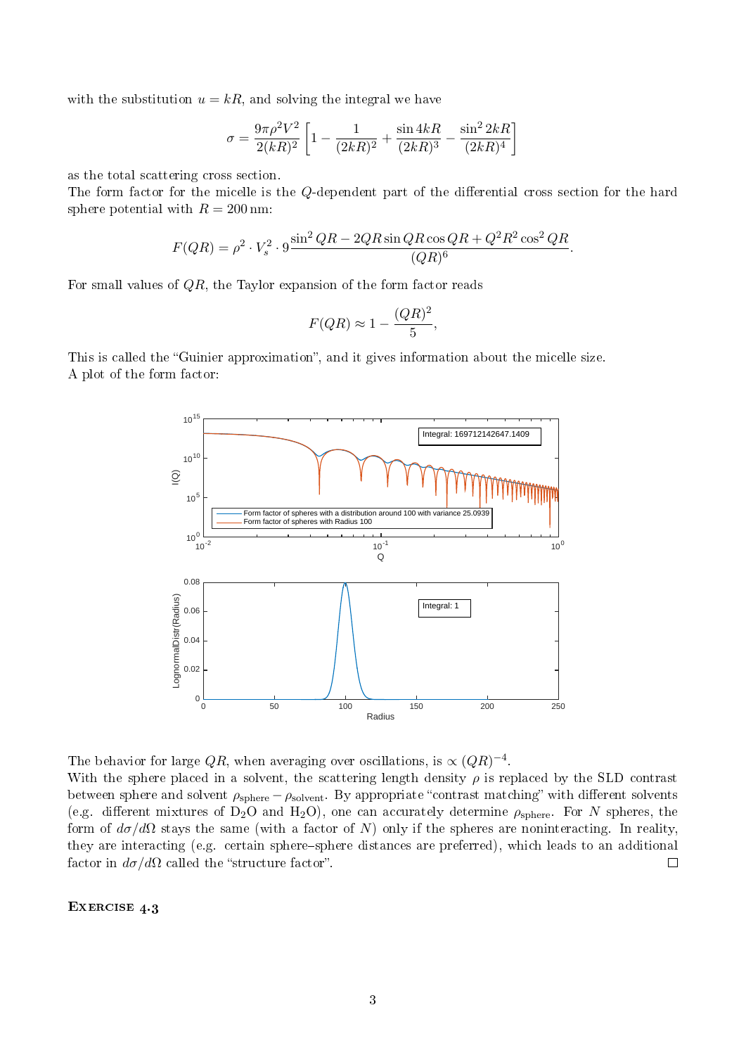with the substitution $u = kR$, and solving the integral we have

$$\sigma = \frac{9\pi\rho^2 V^2}{2(kR)^2}\left[1 - \frac{1}{(2kR)^2} + \frac{\sin 4kR}{(2kR)^3} - \frac{\sin^2 2kR}{(2kR)^4}\right]$$

as the total scattering cross section.
The form factor for the micelle is the $Q$-dependent part of the differential cross section for the hard sphere potential with $R = 200\,\text{nm}$:

$$F(QR) = \rho^2 \cdot V_s^2 \cdot 9\frac{\sin^2 QR - 2QR\sin QR\cos QR + Q^2R^2\cos^2 QR}{(QR)^6}.$$

For small values of $QR$, the Taylor expansion of the form factor reads

$$F(QR) \approx 1 - \frac{(QR)^2}{5},$$

This is called the “Guinier approximation”, and it gives information about the micelle size.
A plot of the form factor:

The behavior for large $QR$, when averaging over oscillations, is $\propto (QR)^{-4}$.
With the sphere placed in a solvent, the scattering length density $\rho$ is replaced by the SLD contrast between sphere and solvent $\rho_{\text{sphere}} - \rho_{\text{solvent}}$. By appropriate “contrast matching” with different solvents (e.g. different mixtures of $D_2O$ and $H_2O$), one can accurately determine $\rho_{\text{sphere}}$. For $N$ spheres, the form of $d\sigma/d\Omega$ stays the same (with a factor of $N$) only if the spheres are noninteracting. In reality, they are interacting (e.g. certain sphere–sphere distances are preferred), which leads to an additional factor in $d\sigma/d\Omega$ called the “structure factor”. □

**Exercise 4.3**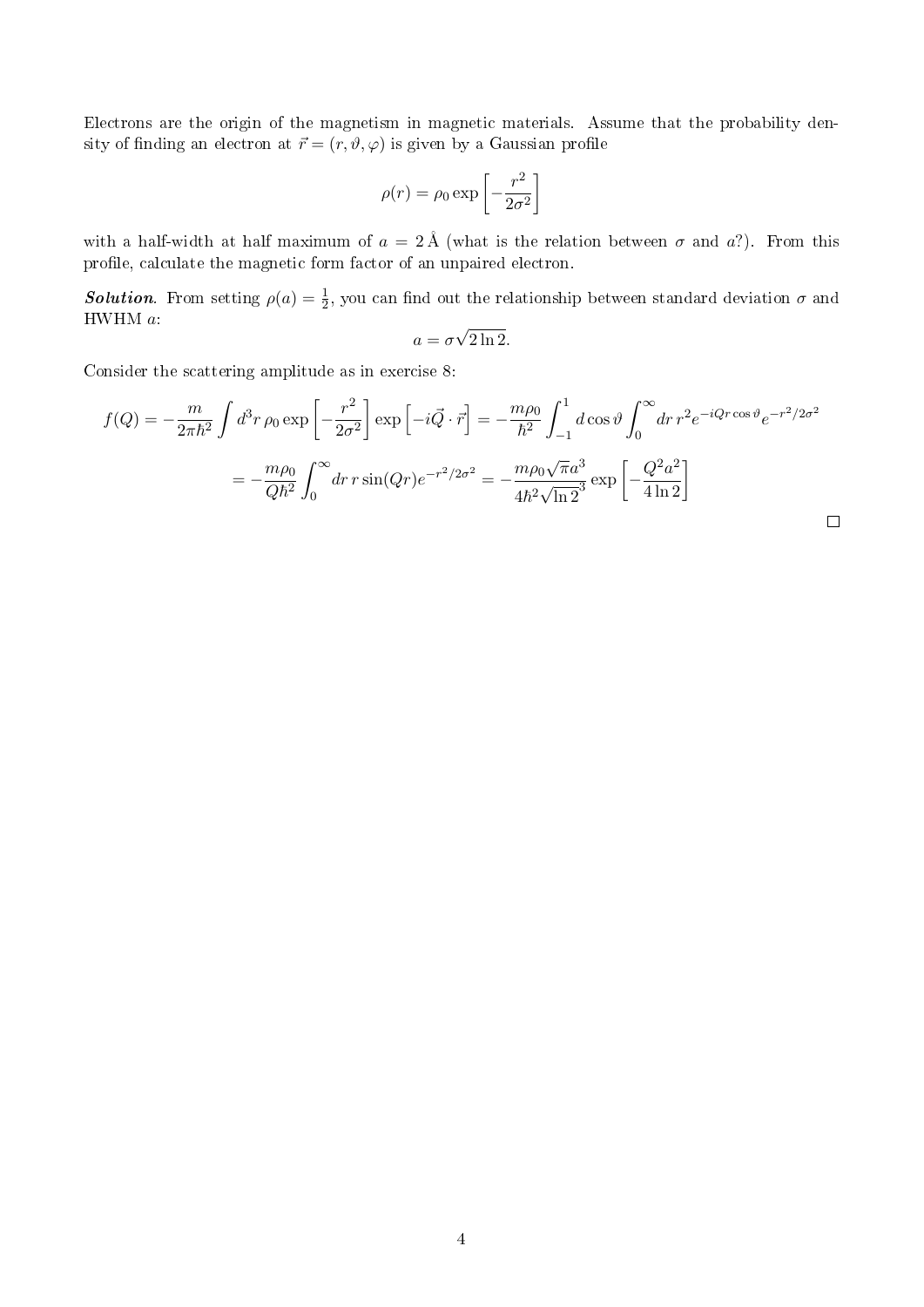Electrons are the origin of the magnetism in magnetic materials. Assume that the probability density of finding an electron at $\vec{r} = (r, \vartheta, \varphi)$ is given by a Gaussian profile

$$\rho(r) = \rho_0 \exp\left[-\frac{r^2}{2\sigma^2}\right]$$

with a half-width at half maximum of $a = 2\,\text{Å}$ (what is the relation between $\sigma$ and $a$?). From this profile, calculate the magnetic form factor of an unpaired electron.

***Solution***. From setting $\rho(a) = \frac{1}{2}$, you can find out the relationship between standard deviation $\sigma$ and HWHM $a$:

$$a = \sigma\sqrt{2\ln 2}.$$

Consider the scattering amplitude as in exercise 8:

$$f(Q) = -\frac{m}{2\pi\hbar^2}\int d^3r\, \rho_0 \exp\left[-\frac{r^2}{2\sigma^2}\right]\exp\left[-i\vec{Q}\cdot\vec{r}\right] = -\frac{m\rho_0}{\hbar^2}\int_{-1}^{1} d\cos\vartheta \int_0^\infty dr\, r^2 e^{-iQr\cos\vartheta} e^{-r^2/2\sigma^2}$$

$$= -\frac{m\rho_0}{Q\hbar^2}\int_0^\infty dr\, r\sin(Qr)e^{-r^2/2\sigma^2} = -\frac{m\rho_0\sqrt{\pi}a^3}{4\hbar^2\sqrt{\ln 2}^3}\exp\left[-\frac{Q^2a^2}{4\ln 2}\right]$$

□